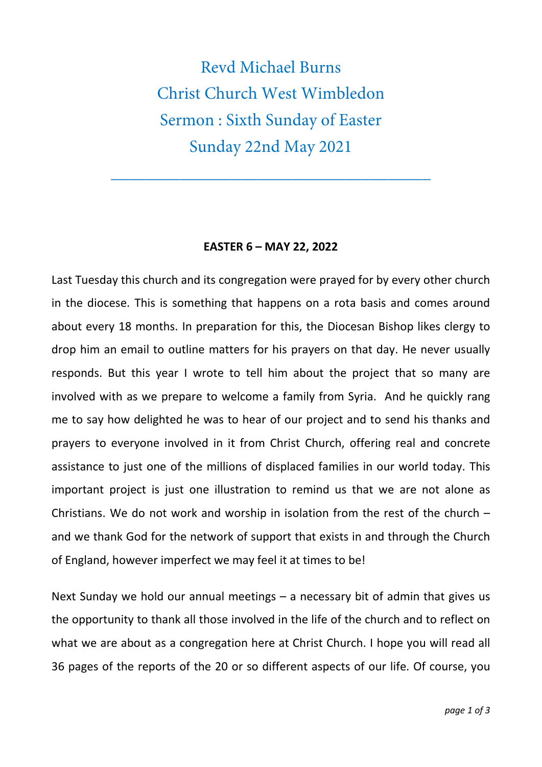# Revd Michael Burns
# Christ Church West Wimbledon
# Sermon : Sixth Sunday of Easter
# Sunday 22nd May 2021

---

**EASTER 6 – MAY 22, 2022**

Last Tuesday this church and its congregation were prayed for by every other church in the diocese. This is something that happens on a rota basis and comes around about every 18 months. In preparation for this, the Diocesan Bishop likes clergy to drop him an email to outline matters for his prayers on that day. He never usually responds. But this year I wrote to tell him about the project that so many are involved with as we prepare to welcome a family from Syria. And he quickly rang me to say how delighted he was to hear of our project and to send his thanks and prayers to everyone involved in it from Christ Church, offering real and concrete assistance to just one of the millions of displaced families in our world today. This important project is just one illustration to remind us that we are not alone as Christians. We do not work and worship in isolation from the rest of the church – and we thank God for the network of support that exists in and through the Church of England, however imperfect we may feel it at times to be!

Next Sunday we hold our annual meetings – a necessary bit of admin that gives us the opportunity to thank all those involved in the life of the church and to reflect on what we are about as a congregation here at Christ Church. I hope you will read all 36 pages of the reports of the 20 or so different aspects of our life. Of course, you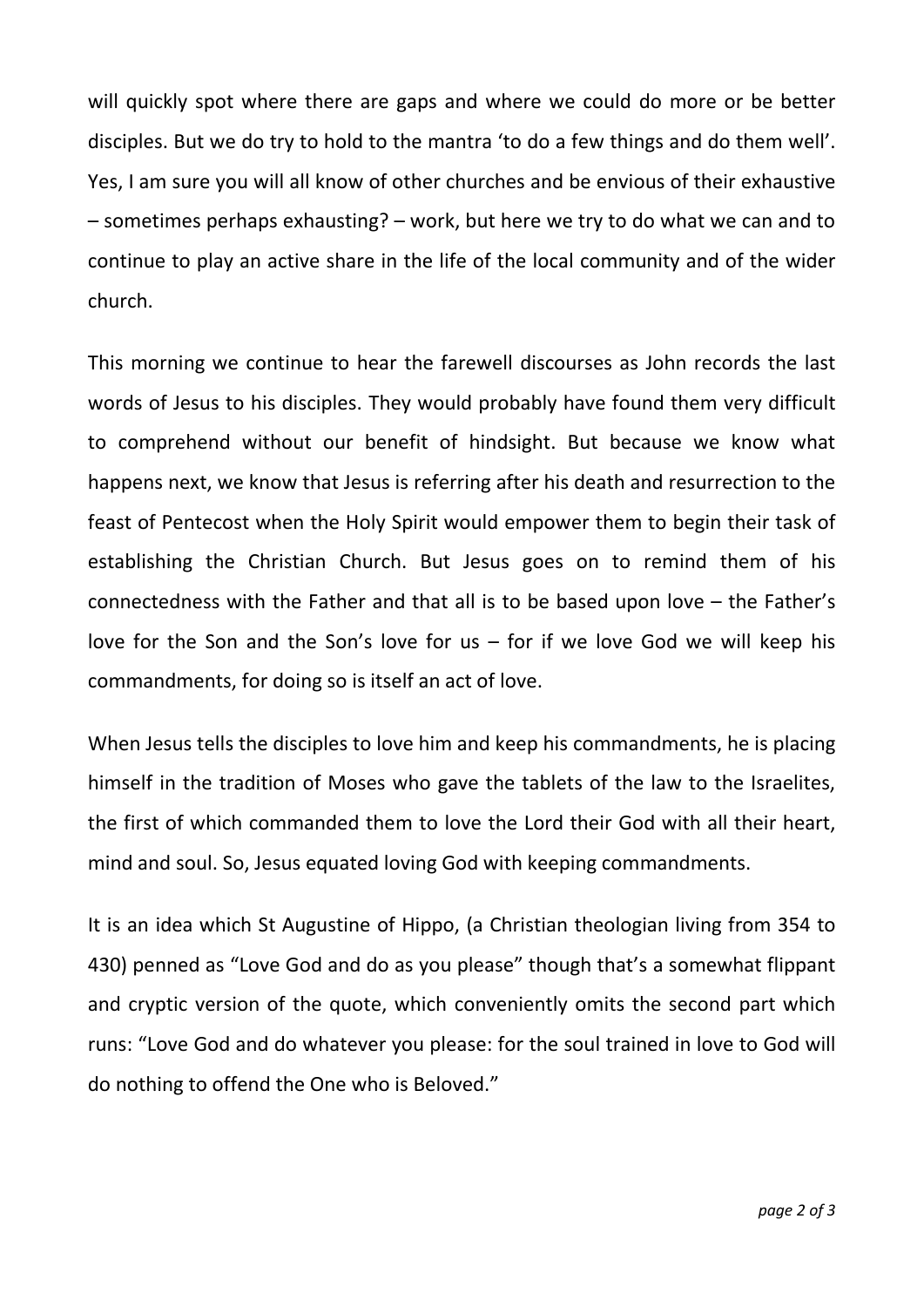will quickly spot where there are gaps and where we could do more or be better disciples. But we do try to hold to the mantra 'to do a few things and do them well'. Yes, I am sure you will all know of other churches and be envious of their exhaustive – sometimes perhaps exhausting? – work, but here we try to do what we can and to continue to play an active share in the life of the local community and of the wider church.

This morning we continue to hear the farewell discourses as John records the last words of Jesus to his disciples. They would probably have found them very difficult to comprehend without our benefit of hindsight. But because we know what happens next, we know that Jesus is referring after his death and resurrection to the feast of Pentecost when the Holy Spirit would empower them to begin their task of establishing the Christian Church. But Jesus goes on to remind them of his connectedness with the Father and that all is to be based upon love – the Father's love for the Son and the Son's love for us – for if we love God we will keep his commandments, for doing so is itself an act of love.

When Jesus tells the disciples to love him and keep his commandments, he is placing himself in the tradition of Moses who gave the tablets of the law to the Israelites, the first of which commanded them to love the Lord their God with all their heart, mind and soul. So, Jesus equated loving God with keeping commandments.

It is an idea which St Augustine of Hippo, (a Christian theologian living from 354 to 430) penned as "Love God and do as you please" though that's a somewhat flippant and cryptic version of the quote, which conveniently omits the second part which runs: "Love God and do whatever you please: for the soul trained in love to God will do nothing to offend the One who is Beloved."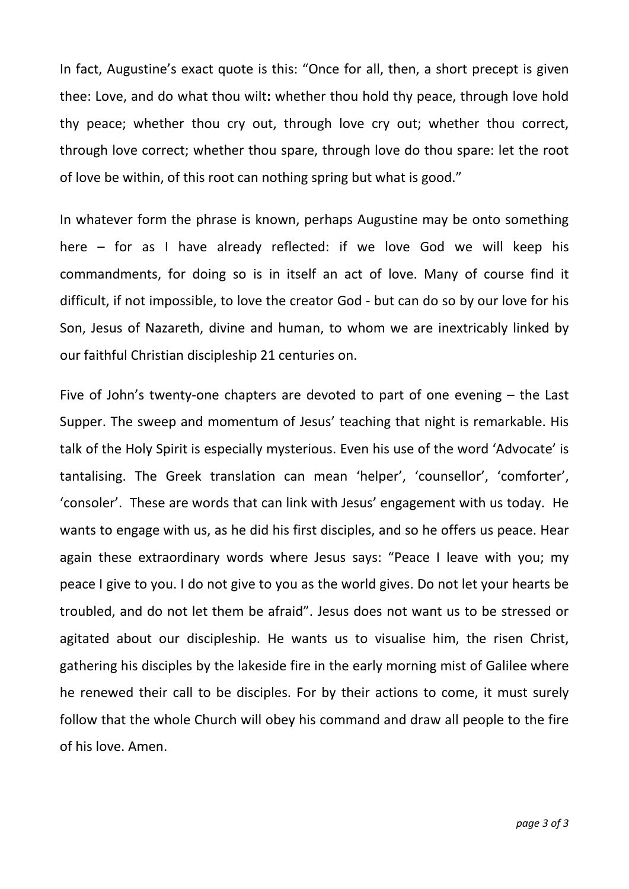In fact, Augustine's exact quote is this: "Once for all, then, a short precept is given thee: Love, and do what thou wilt**:** whether thou hold thy peace, through love hold thy peace; whether thou cry out, through love cry out; whether thou correct, through love correct; whether thou spare, through love do thou spare: let the root of love be within, of this root can nothing spring but what is good."

In whatever form the phrase is known, perhaps Augustine may be onto something here – for as I have already reflected: if we love God we will keep his commandments, for doing so is in itself an act of love. Many of course find it difficult, if not impossible, to love the creator God - but can do so by our love for his Son, Jesus of Nazareth, divine and human, to whom we are inextricably linked by our faithful Christian discipleship 21 centuries on.

Five of John's twenty-one chapters are devoted to part of one evening – the Last Supper. The sweep and momentum of Jesus' teaching that night is remarkable. His talk of the Holy Spirit is especially mysterious. Even his use of the word 'Advocate' is tantalising. The Greek translation can mean 'helper', 'counsellor', 'comforter', 'consoler'. These are words that can link with Jesus' engagement with us today. He wants to engage with us, as he did his first disciples, and so he offers us peace. Hear again these extraordinary words where Jesus says: "Peace I leave with you; my peace I give to you. I do not give to you as the world gives. Do not let your hearts be troubled, and do not let them be afraid". Jesus does not want us to be stressed or agitated about our discipleship. He wants us to visualise him, the risen Christ, gathering his disciples by the lakeside fire in the early morning mist of Galilee where he renewed their call to be disciples. For by their actions to come, it must surely follow that the whole Church will obey his command and draw all people to the fire of his love. Amen.